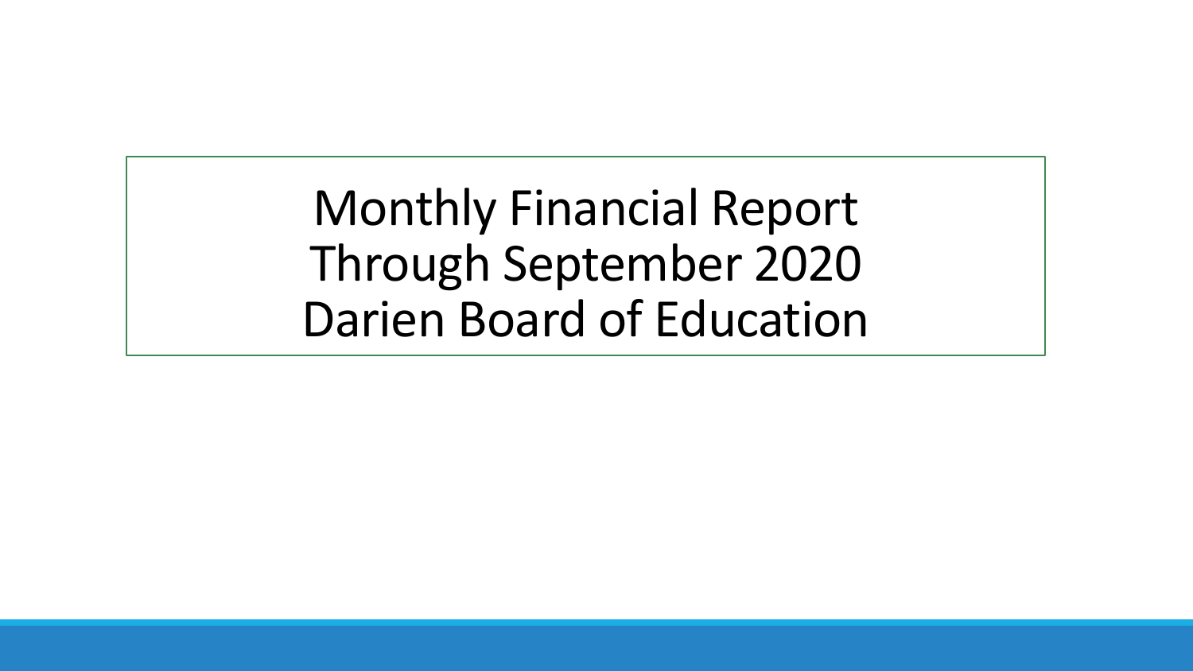# Monthly Financial Report
# Through September 2020
# Darien Board of Education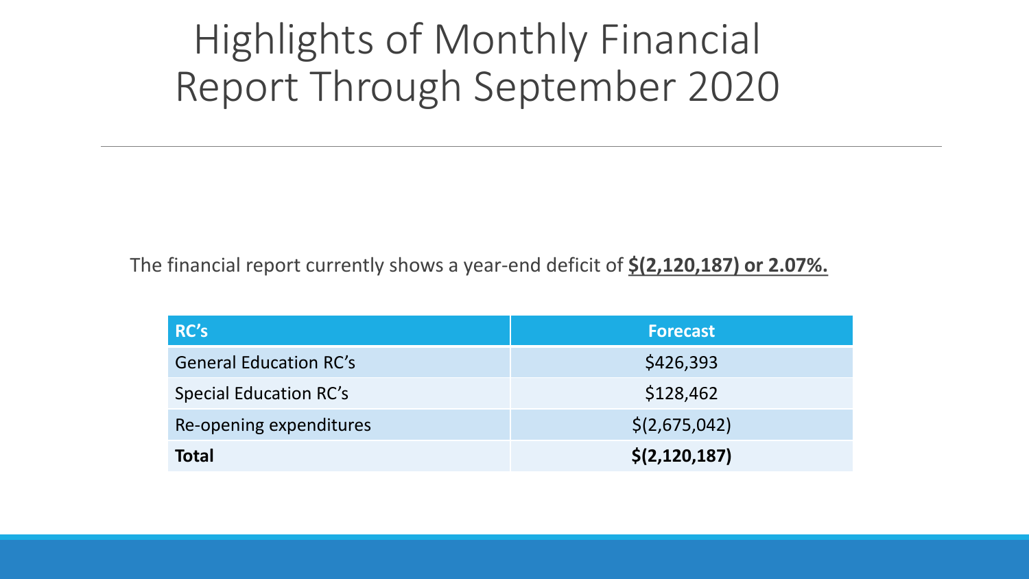# Highlights of Monthly Financial Report Through September 2020

The financial report currently shows a year-end deficit of **$(2,120,187) or 2.07%.**

| RC's | Forecast |
| --- | --- |
| General Education RC's | $426,393 |
| Special Education RC's | $128,462 |
| Re-opening expenditures | $(2,675,042) |
| **Total** | **$(2,120,187)** |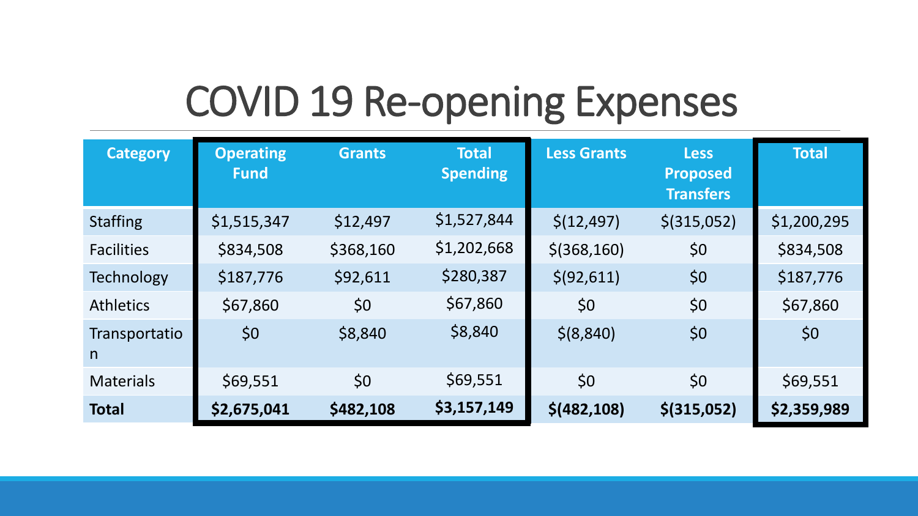# COVID 19 Re-opening Expenses

| Category | Operating Fund | Grants | Total Spending | Less Grants | Less Proposed Transfers | Total |
|---|---|---|---|---|---|---|
| Staffing | $1,515,347 | $12,497 | $1,527,844 | $(12,497) | $(315,052) | $1,200,295 |
| Facilities | $834,508 | $368,160 | $1,202,668 | $(368,160) | $0 | $834,508 |
| Technology | $187,776 | $92,611 | $280,387 | $(92,611) | $0 | $187,776 |
| Athletics | $67,860 | $0 | $67,860 | $0 | $0 | $67,860 |
| Transportation | $0 | $8,840 | $8,840 | $(8,840) | $0 | $0 |
| Materials | $69,551 | $0 | $69,551 | $0 | $0 | $69,551 |
| **Total** | **$2,675,041** | **$482,108** | **$3,157,149** | **$(482,108)** | **$(315,052)** | **$2,359,989** |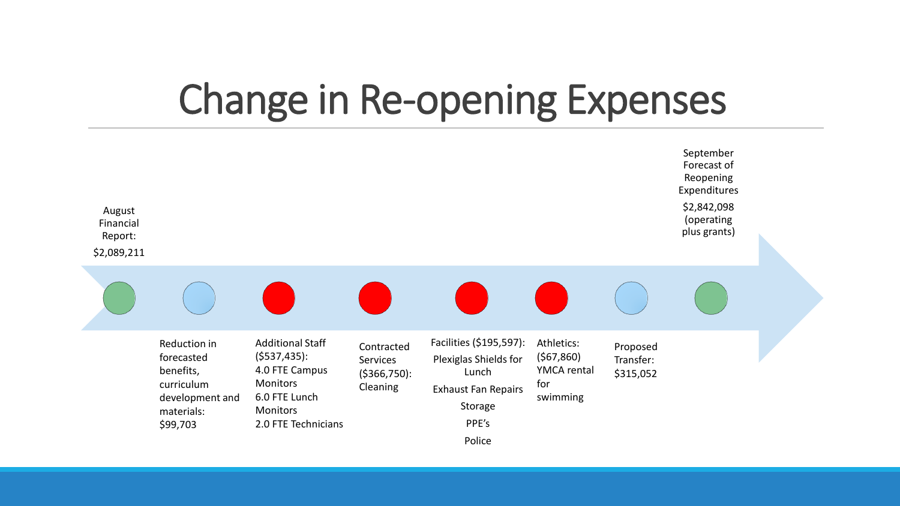# Change in Re-opening Expenses

- August Financial Report: $2,089,211
- Reduction in forecasted benefits, curriculum development and materials: $99,703
- Additional Staff ($537,435):
  - 4.0 FTE Campus Monitors
  - 6.0 FTE Lunch Monitors
  - 2.0 FTE Technicians
- Contracted Services ($366,750): Cleaning
- Facilities ($195,597):
  - Plexiglas Shields for Lunch
  - Exhaust Fan Repairs
  - Storage
  - PPE's
  - Police
- Athletics: ($67,860) YMCA rental for swimming
- Proposed Transfer: $315,052
- September Forecast of Reopening Expenditures: $2,842,098 (operating plus grants)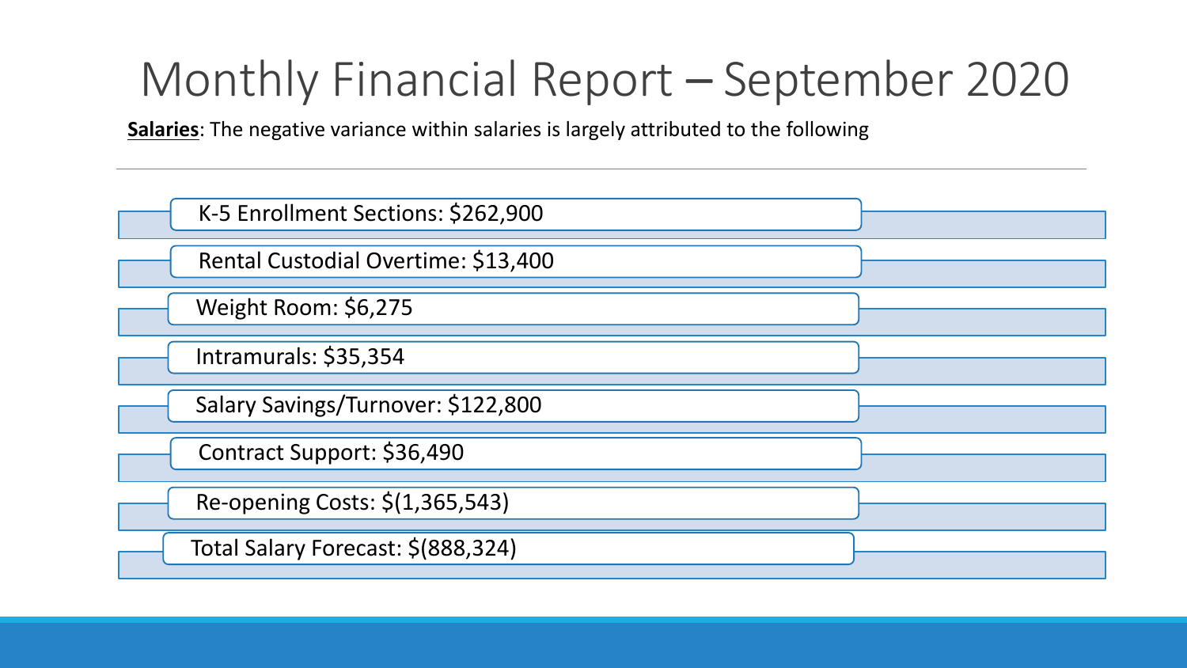# Monthly Financial Report – September 2020

**Salaries**: The negative variance within salaries is largely attributed to the following

- K-5 Enrollment Sections: $262,900
- Rental Custodial Overtime: $13,400
- Weight Room: $6,275
- Intramurals: $35,354
- Salary Savings/Turnover: $122,800
- Contract Support: $36,490
- Re-opening Costs: $(1,365,543)
- Total Salary Forecast: $(888,324)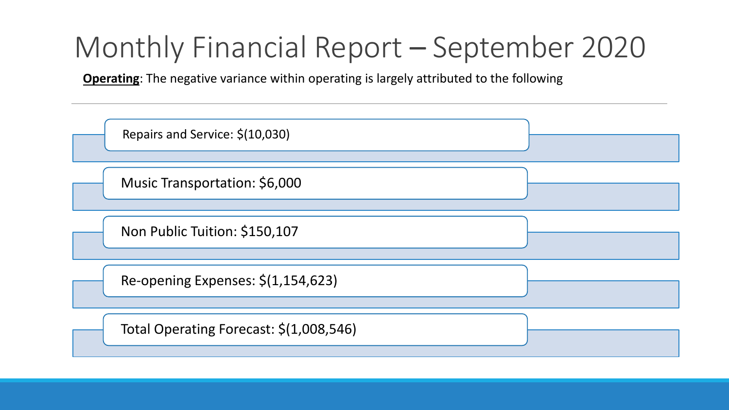# Monthly Financial Report – September 2020

**Operating**: The negative variance within operating is largely attributed to the following

- Repairs and Service: $(10,030)
- Music Transportation: $6,000
- Non Public Tuition: $150,107
- Re-opening Expenses: $(1,154,623)
- Total Operating Forecast: $(1,008,546)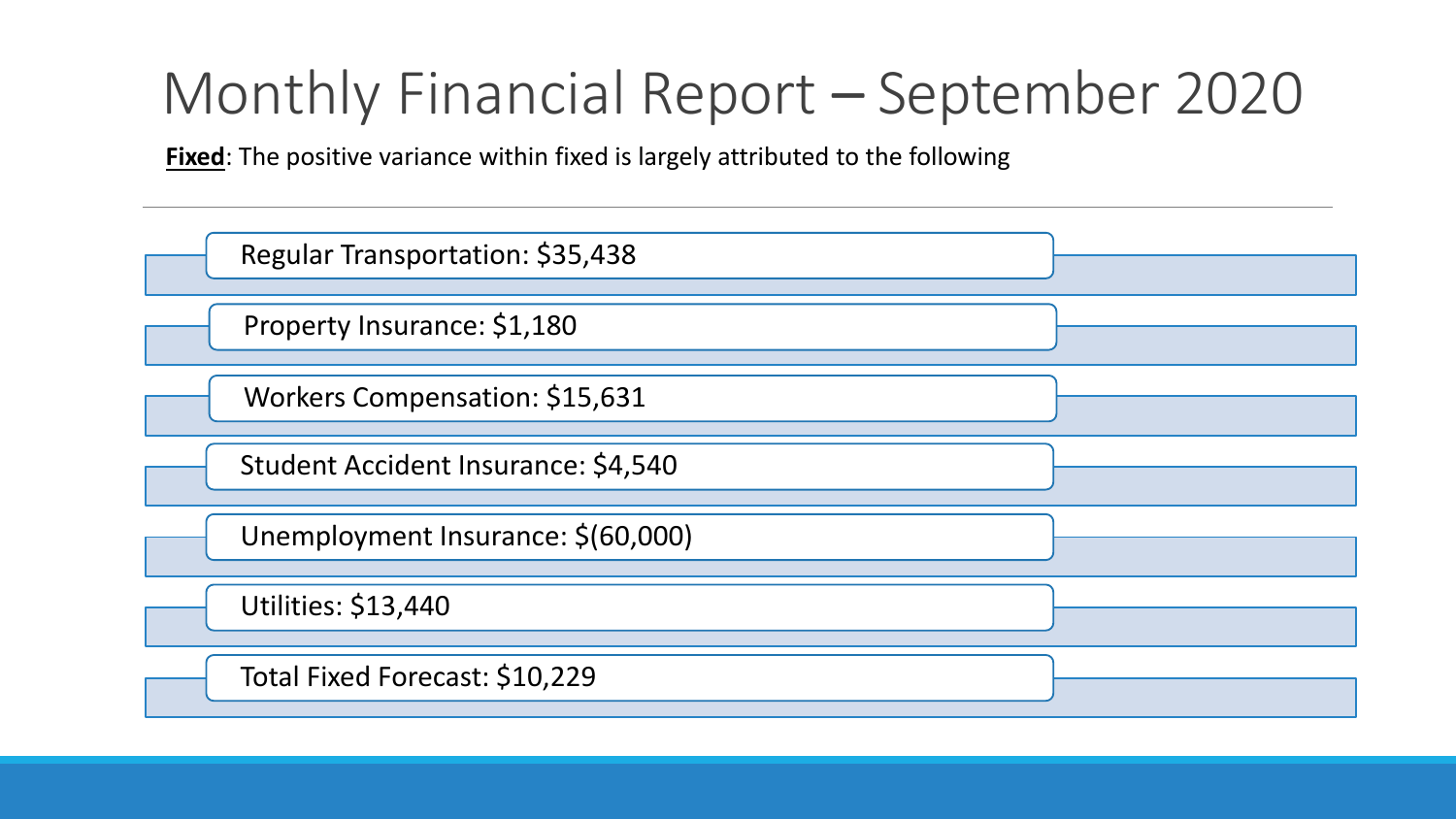# Monthly Financial Report – September 2020

**<u>Fixed</u>**: The positive variance within fixed is largely attributed to the following

- Regular Transportation: $35,438
- Property Insurance: $1,180
- Workers Compensation: $15,631
- Student Accident Insurance: $4,540
- Unemployment Insurance: $(60,000)
- Utilities: $13,440
- Total Fixed Forecast: $10,229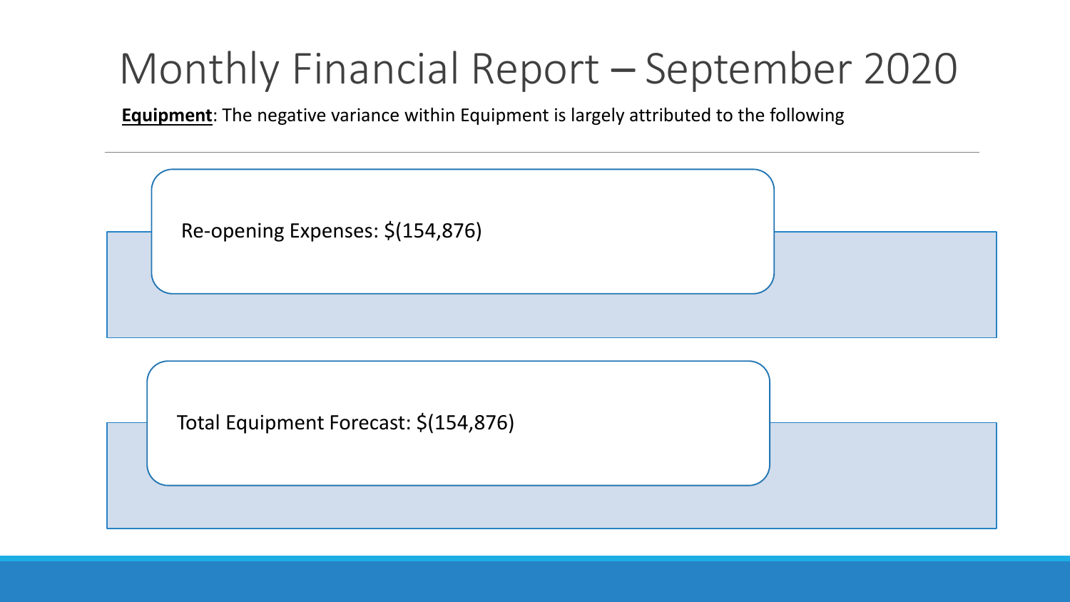# Monthly Financial Report – September 2020

**Equipment**: The negative variance within Equipment is largely attributed to the following

Re-opening Expenses: $(154,876)

Total Equipment Forecast: $(154,876)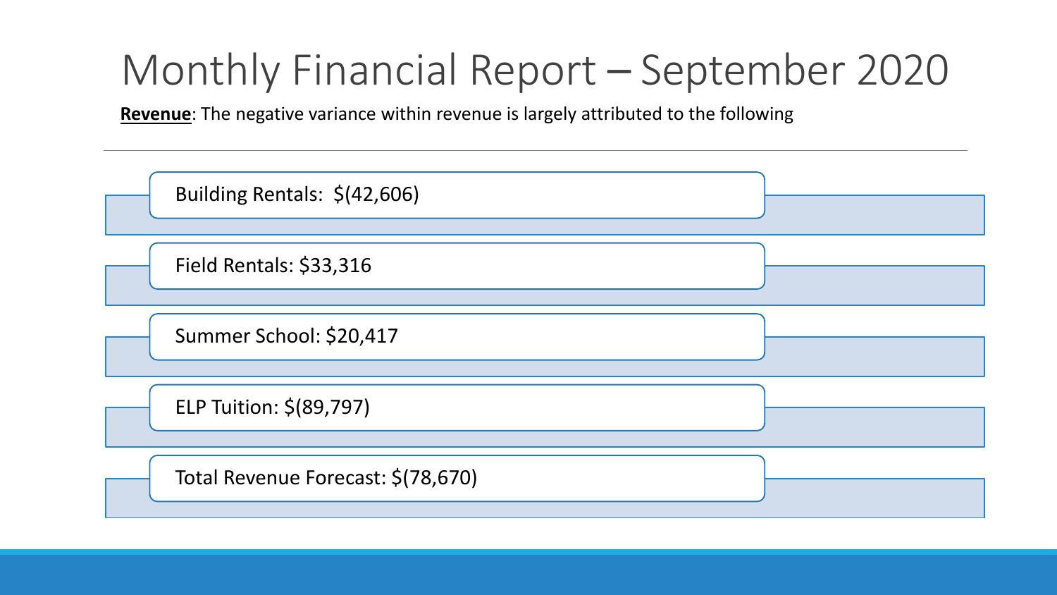# Monthly Financial Report – September 2020

**Revenue**: The negative variance within revenue is largely attributed to the following

- Building Rentals: $(42,606)
- Field Rentals: $33,316
- Summer School: $20,417
- ELP Tuition: $(89,797)
- Total Revenue Forecast: $(78,670)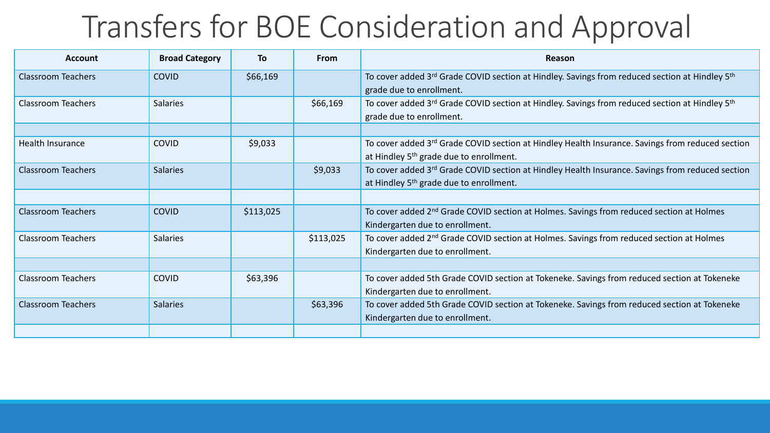# Transfers for BOE Consideration and Approval

| Account | Broad Category | To | From | Reason |
|---|---|---|---|---|
| Classroom Teachers | COVID | $66,169 | | To cover added 3rd Grade COVID section at Hindley. Savings from reduced section at Hindley 5th grade due to enrollment. |
| Classroom Teachers | Salaries | | $66,169 | To cover added 3rd Grade COVID section at Hindley. Savings from reduced section at Hindley 5th grade due to enrollment. |
| | | | | |
| Health Insurance | COVID | $9,033 | | To cover added 3rd Grade COVID section at Hindley Health Insurance. Savings from reduced section at Hindley 5th grade due to enrollment. |
| Classroom Teachers | Salaries | | $9,033 | To cover added 3rd Grade COVID section at Hindley Health Insurance. Savings from reduced section at Hindley 5th grade due to enrollment. |
| | | | | |
| Classroom Teachers | COVID | $113,025 | | To cover added 2nd Grade COVID section at Holmes. Savings from reduced section at Holmes Kindergarten due to enrollment. |
| Classroom Teachers | Salaries | | $113,025 | To cover added 2nd Grade COVID section at Holmes. Savings from reduced section at Holmes Kindergarten due to enrollment. |
| | | | | |
| Classroom Teachers | COVID | $63,396 | | To cover added 5th Grade COVID section at Tokeneke. Savings from reduced section at Tokeneke Kindergarten due to enrollment. |
| Classroom Teachers | Salaries | | $63,396 | To cover added 5th Grade COVID section at Tokeneke. Savings from reduced section at Tokeneke Kindergarten due to enrollment. |
| | | | | |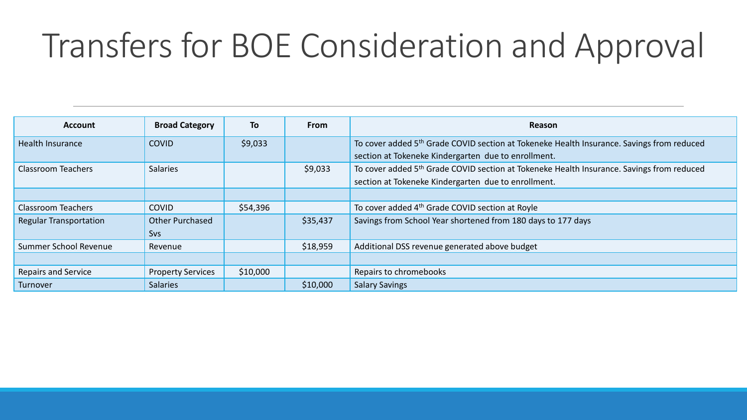# Transfers for BOE Consideration and Approval

| Account | Broad Category | To | From | Reason |
|---|---|---|---|---|
| Health Insurance | COVID | $9,033 | | To cover added 5th Grade COVID section at Tokeneke Health Insurance. Savings from reduced section at Tokeneke Kindergarten due to enrollment. |
| Classroom Teachers | Salaries | | $9,033 | To cover added 5th Grade COVID section at Tokeneke Health Insurance. Savings from reduced section at Tokeneke Kindergarten due to enrollment. |
| | | | | |
| Classroom Teachers | COVID | $54,396 | | To cover added 4th Grade COVID section at Royle |
| Regular Transportation | Other Purchased Svs | | $35,437 | Savings from School Year shortened from 180 days to 177 days |
| Summer School Revenue | Revenue | | $18,959 | Additional DSS revenue generated above budget |
| | | | | |
| Repairs and Service | Property Services | $10,000 | | Repairs to chromebooks |
| Turnover | Salaries | | $10,000 | Salary Savings |